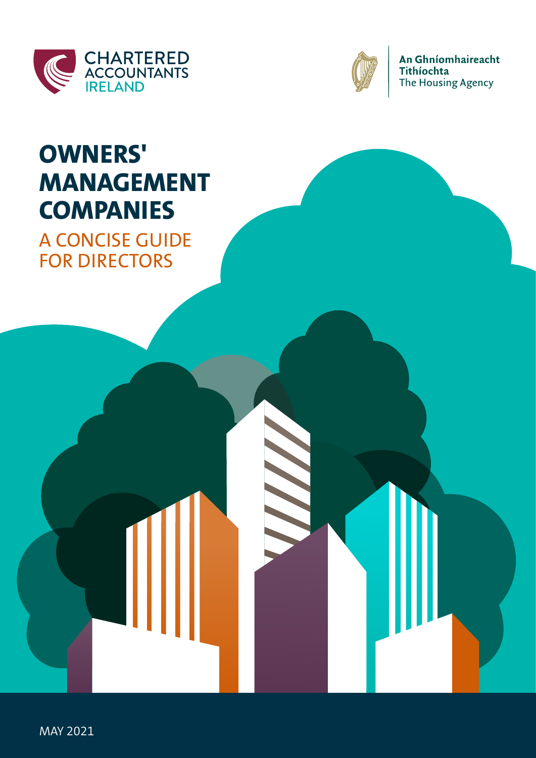CHARTERED ACCOUNTANTS IRELAND

An Ghníomhaireacht Tithíochta
The Housing Agency

# OWNERS' MANAGEMENT COMPANIES

## A CONCISE GUIDE FOR DIRECTORS

MAY 2021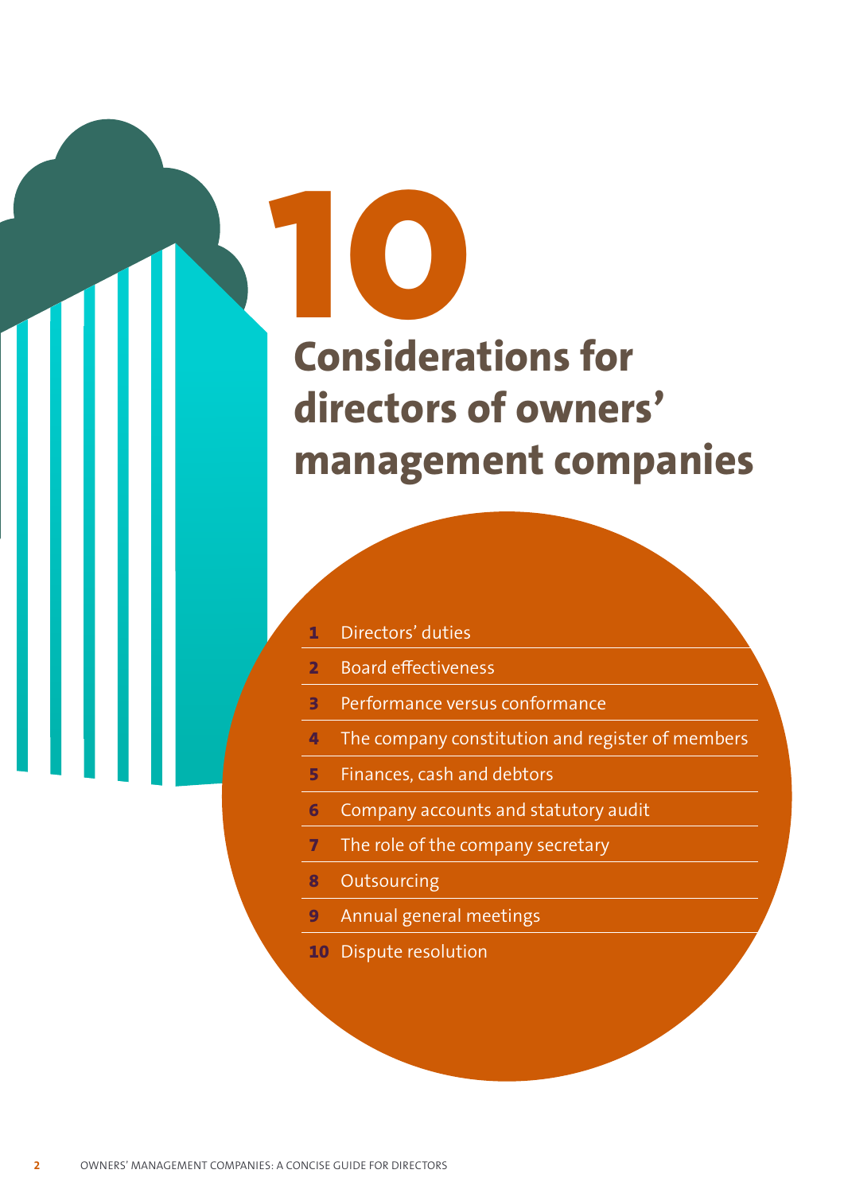# 10 Considerations for directors of owners' management companies

1. Directors' duties
2. Board effectiveness
3. Performance versus conformance
4. The company constitution and register of members
5. Finances, cash and debtors
6. Company accounts and statutory audit
7. The role of the company secretary
8. Outsourcing
9. Annual general meetings
10. Dispute resolution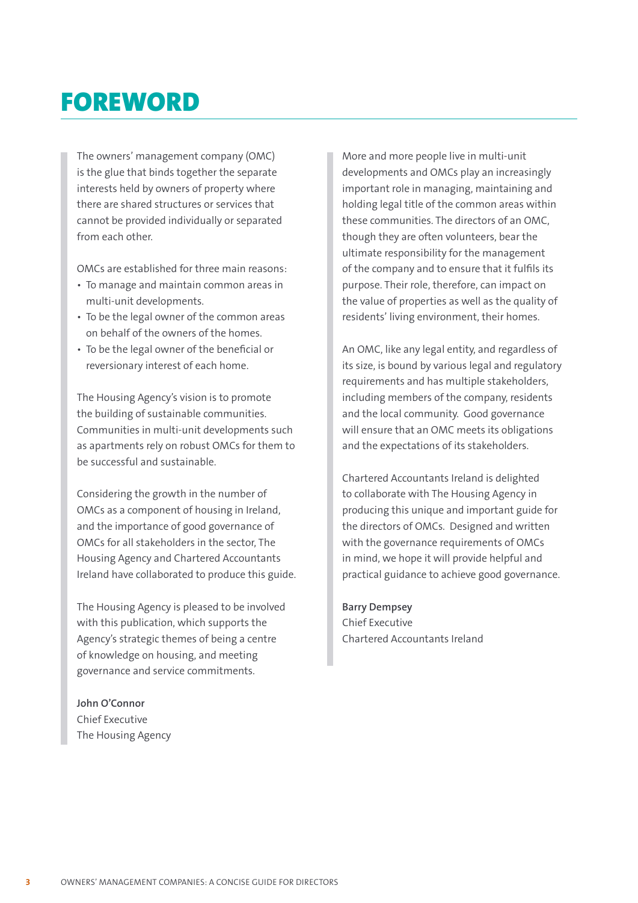# FOREWORD

The owners' management company (OMC) is the glue that binds together the separate interests held by owners of property where there are shared structures or services that cannot be provided individually or separated from each other.

OMCs are established for three main reasons:

- To manage and maintain common areas in multi-unit developments.
- To be the legal owner of the common areas on behalf of the owners of the homes.
- To be the legal owner of the beneficial or reversionary interest of each home.

The Housing Agency's vision is to promote the building of sustainable communities. Communities in multi-unit developments such as apartments rely on robust OMCs for them to be successful and sustainable.

Considering the growth in the number of OMCs as a component of housing in Ireland, and the importance of good governance of OMCs for all stakeholders in the sector, The Housing Agency and Chartered Accountants Ireland have collaborated to produce this guide.

The Housing Agency is pleased to be involved with this publication, which supports the Agency's strategic themes of being a centre of knowledge on housing, and meeting governance and service commitments.

**John O'Connor**
Chief Executive
The Housing Agency

More and more people live in multi-unit developments and OMCs play an increasingly important role in managing, maintaining and holding legal title of the common areas within these communities. The directors of an OMC, though they are often volunteers, bear the ultimate responsibility for the management of the company and to ensure that it fulfils its purpose. Their role, therefore, can impact on the value of properties as well as the quality of residents' living environment, their homes.

An OMC, like any legal entity, and regardless of its size, is bound by various legal and regulatory requirements and has multiple stakeholders, including members of the company, residents and the local community. Good governance will ensure that an OMC meets its obligations and the expectations of its stakeholders.

Chartered Accountants Ireland is delighted to collaborate with The Housing Agency in producing this unique and important guide for the directors of OMCs. Designed and written with the governance requirements of OMCs in mind, we hope it will provide helpful and practical guidance to achieve good governance.

**Barry Dempsey**
Chief Executive
Chartered Accountants Ireland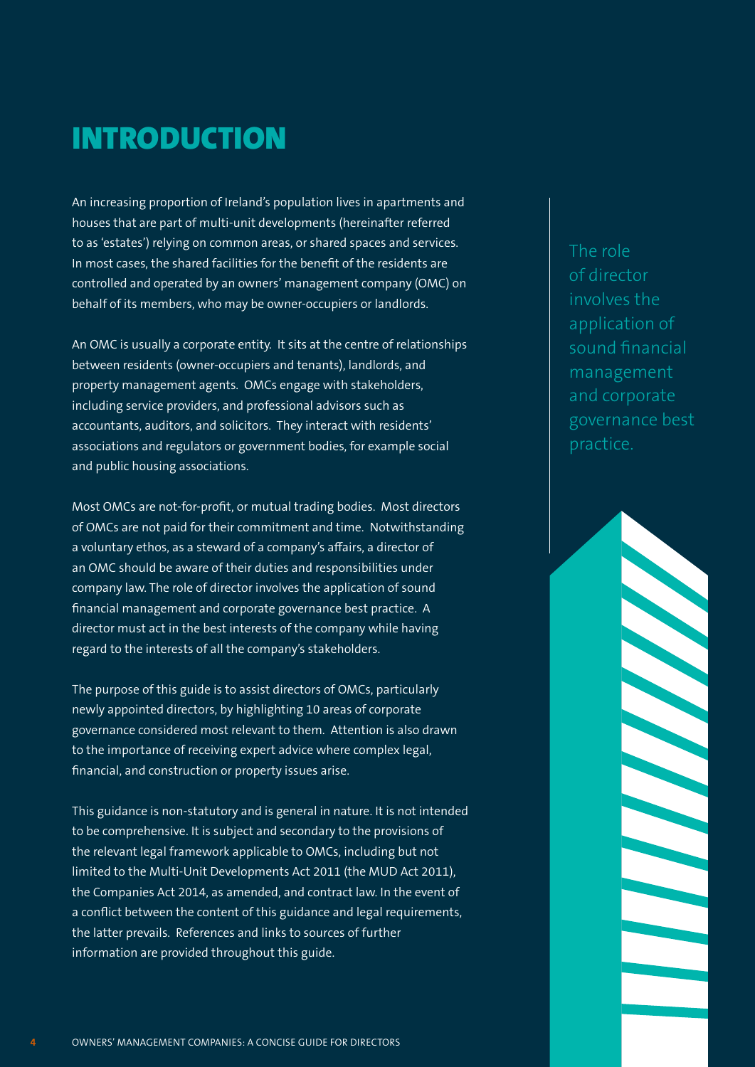# INTRODUCTION

An increasing proportion of Ireland's population lives in apartments and houses that are part of multi-unit developments (hereinafter referred to as 'estates') relying on common areas, or shared spaces and services. In most cases, the shared facilities for the benefit of the residents are controlled and operated by an owners' management company (OMC) on behalf of its members, who may be owner-occupiers or landlords.

An OMC is usually a corporate entity. It sits at the centre of relationships between residents (owner-occupiers and tenants), landlords, and property management agents. OMCs engage with stakeholders, including service providers, and professional advisors such as accountants, auditors, and solicitors. They interact with residents' associations and regulators or government bodies, for example social and public housing associations.

Most OMCs are not-for-profit, or mutual trading bodies. Most directors of OMCs are not paid for their commitment and time. Notwithstanding a voluntary ethos, as a steward of a company's affairs, a director of an OMC should be aware of their duties and responsibilities under company law. The role of director involves the application of sound financial management and corporate governance best practice. A director must act in the best interests of the company while having regard to the interests of all the company's stakeholders.

The purpose of this guide is to assist directors of OMCs, particularly newly appointed directors, by highlighting 10 areas of corporate governance considered most relevant to them. Attention is also drawn to the importance of receiving expert advice where complex legal, financial, and construction or property issues arise.

This guidance is non-statutory and is general in nature. It is not intended to be comprehensive. It is subject and secondary to the provisions of the relevant legal framework applicable to OMCs, including but not limited to the Multi-Unit Developments Act 2011 (the MUD Act 2011), the Companies Act 2014, as amended, and contract law. In the event of a conflict between the content of this guidance and legal requirements, the latter prevails. References and links to sources of further information are provided throughout this guide.

> The role of director involves the application of sound financial management and corporate governance best practice.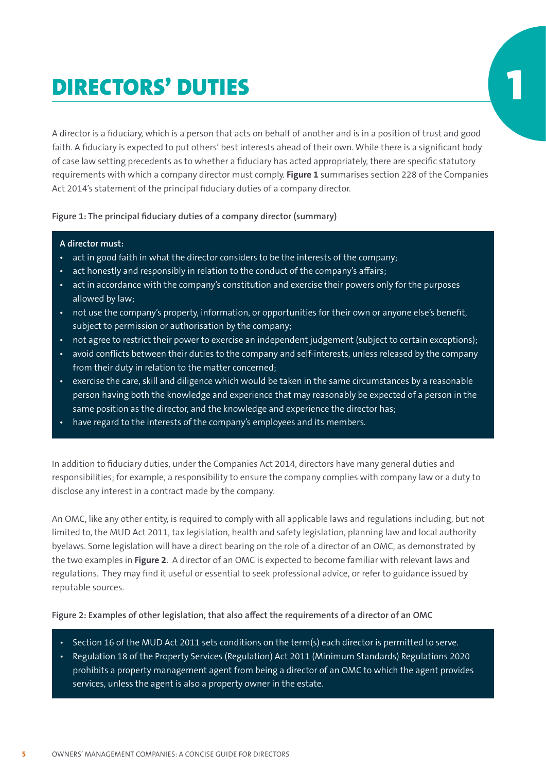# DIRECTORS' DUTIES

A director is a fiduciary, which is a person that acts on behalf of another and is in a position of trust and good faith. A fiduciary is expected to put others' best interests ahead of their own. While there is a significant body of case law setting precedents as to whether a fiduciary has acted appropriately, there are specific statutory requirements with which a company director must comply. **Figure 1** summarises section 228 of the Companies Act 2014's statement of the principal fiduciary duties of a company director.

**Figure 1: The principal fiduciary duties of a company director (summary)**

**A director must:**

- act in good faith in what the director considers to be the interests of the company;
- act honestly and responsibly in relation to the conduct of the company's affairs;
- act in accordance with the company's constitution and exercise their powers only for the purposes allowed by law;
- not use the company's property, information, or opportunities for their own or anyone else's benefit, subject to permission or authorisation by the company;
- not agree to restrict their power to exercise an independent judgement (subject to certain exceptions);
- avoid conflicts between their duties to the company and self-interests, unless released by the company from their duty in relation to the matter concerned;
- exercise the care, skill and diligence which would be taken in the same circumstances by a reasonable person having both the knowledge and experience that may reasonably be expected of a person in the same position as the director, and the knowledge and experience the director has;
- have regard to the interests of the company's employees and its members.

In addition to fiduciary duties, under the Companies Act 2014, directors have many general duties and responsibilities; for example, a responsibility to ensure the company complies with company law or a duty to disclose any interest in a contract made by the company.

An OMC, like any other entity, is required to comply with all applicable laws and regulations including, but not limited to, the MUD Act 2011, tax legislation, health and safety legislation, planning law and local authority byelaws. Some legislation will have a direct bearing on the role of a director of an OMC, as demonstrated by the two examples in **Figure 2**. A director of an OMC is expected to become familiar with relevant laws and regulations. They may find it useful or essential to seek professional advice, or refer to guidance issued by reputable sources.

**Figure 2: Examples of other legislation, that also affect the requirements of a director of an OMC**

- Section 16 of the MUD Act 2011 sets conditions on the term(s) each director is permitted to serve.
- Regulation 18 of the Property Services (Regulation) Act 2011 (Minimum Standards) Regulations 2020 prohibits a property management agent from being a director of an OMC to which the agent provides services, unless the agent is also a property owner in the estate.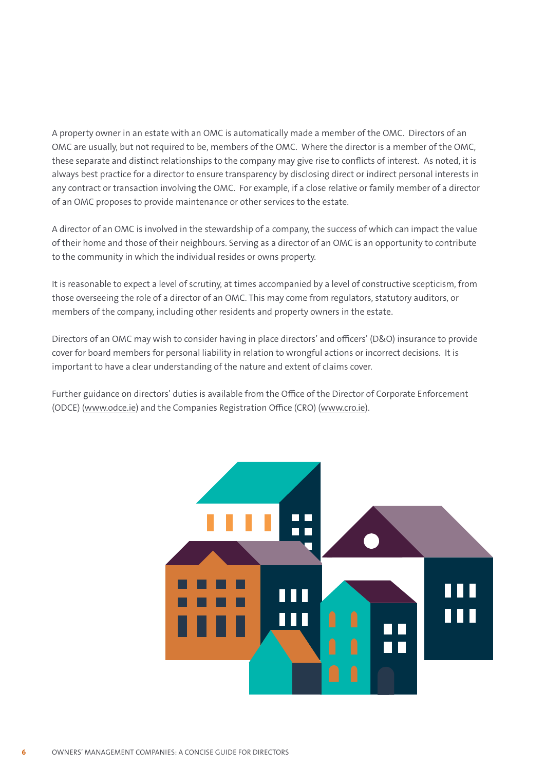A property owner in an estate with an OMC is automatically made a member of the OMC. Directors of an OMC are usually, but not required to be, members of the OMC. Where the director is a member of the OMC, these separate and distinct relationships to the company may give rise to conflicts of interest. As noted, it is always best practice for a director to ensure transparency by disclosing direct or indirect personal interests in any contract or transaction involving the OMC. For example, if a close relative or family member of a director of an OMC proposes to provide maintenance or other services to the estate.

A director of an OMC is involved in the stewardship of a company, the success of which can impact the value of their home and those of their neighbours. Serving as a director of an OMC is an opportunity to contribute to the community in which the individual resides or owns property.

It is reasonable to expect a level of scrutiny, at times accompanied by a level of constructive scepticism, from those overseeing the role of a director of an OMC. This may come from regulators, statutory auditors, or members of the company, including other residents and property owners in the estate.

Directors of an OMC may wish to consider having in place directors' and officers' (D&O) insurance to provide cover for board members for personal liability in relation to wrongful actions or incorrect decisions. It is important to have a clear understanding of the nature and extent of claims cover.

Further guidance on directors' duties is available from the Office of the Director of Corporate Enforcement (ODCE) (www.odce.ie) and the Companies Registration Office (CRO) (www.cro.ie).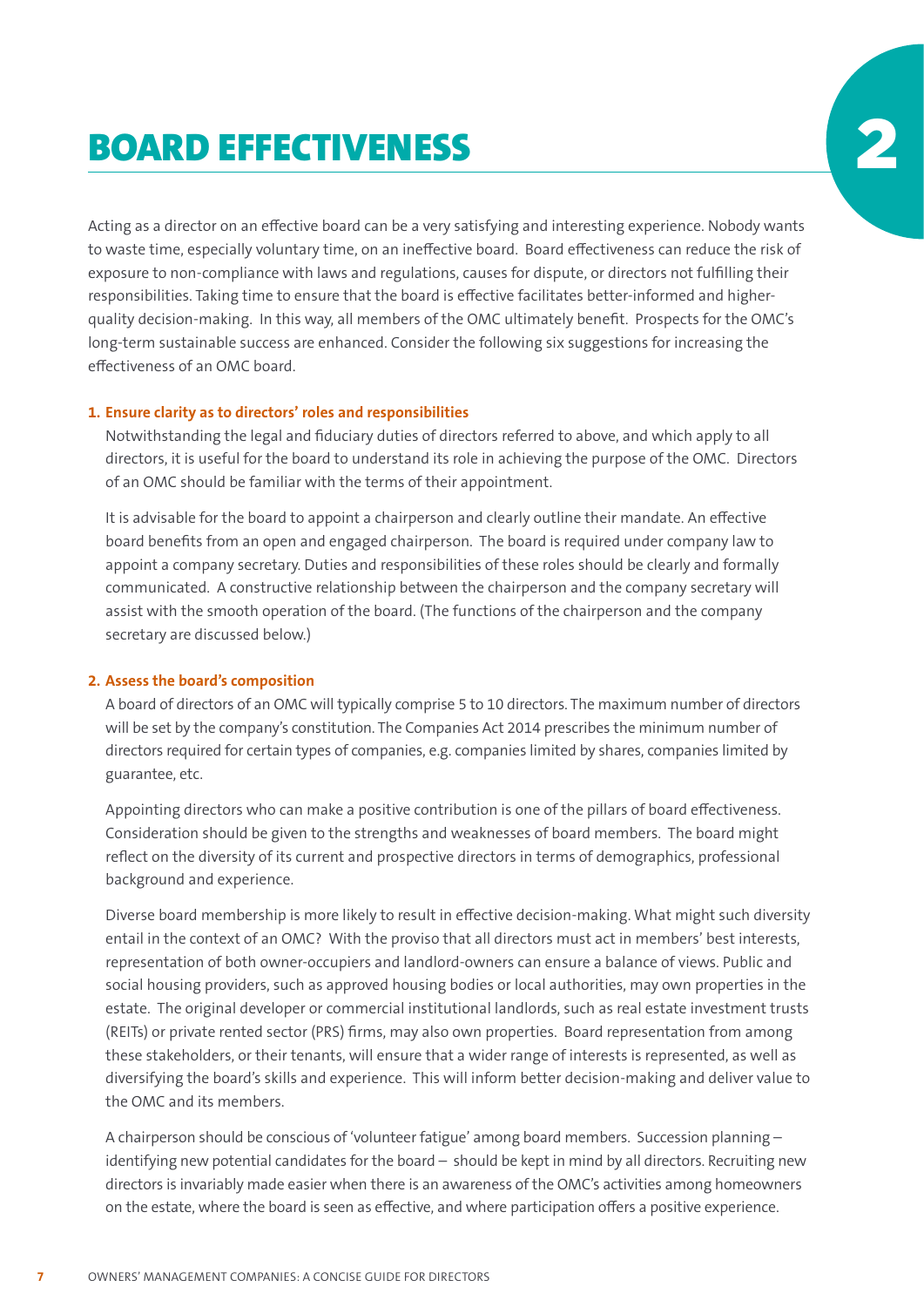# BOARD EFFECTIVENESS

Acting as a director on an effective board can be a very satisfying and interesting experience. Nobody wants to waste time, especially voluntary time, on an ineffective board. Board effectiveness can reduce the risk of exposure to non-compliance with laws and regulations, causes for dispute, or directors not fulfilling their responsibilities. Taking time to ensure that the board is effective facilitates better-informed and higher-quality decision-making. In this way, all members of the OMC ultimately benefit. Prospects for the OMC's long-term sustainable success are enhanced. Consider the following six suggestions for increasing the effectiveness of an OMC board.

### 1. Ensure clarity as to directors' roles and responsibilities

Notwithstanding the legal and fiduciary duties of directors referred to above, and which apply to all directors, it is useful for the board to understand its role in achieving the purpose of the OMC. Directors of an OMC should be familiar with the terms of their appointment.

It is advisable for the board to appoint a chairperson and clearly outline their mandate. An effective board benefits from an open and engaged chairperson. The board is required under company law to appoint a company secretary. Duties and responsibilities of these roles should be clearly and formally communicated. A constructive relationship between the chairperson and the company secretary will assist with the smooth operation of the board. (The functions of the chairperson and the company secretary are discussed below.)

### 2. Assess the board's composition

A board of directors of an OMC will typically comprise 5 to 10 directors. The maximum number of directors will be set by the company's constitution. The Companies Act 2014 prescribes the minimum number of directors required for certain types of companies, e.g. companies limited by shares, companies limited by guarantee, etc.

Appointing directors who can make a positive contribution is one of the pillars of board effectiveness. Consideration should be given to the strengths and weaknesses of board members. The board might reflect on the diversity of its current and prospective directors in terms of demographics, professional background and experience.

Diverse board membership is more likely to result in effective decision-making. What might such diversity entail in the context of an OMC? With the proviso that all directors must act in members' best interests, representation of both owner-occupiers and landlord-owners can ensure a balance of views. Public and social housing providers, such as approved housing bodies or local authorities, may own properties in the estate. The original developer or commercial institutional landlords, such as real estate investment trusts (REITs) or private rented sector (PRS) firms, may also own properties. Board representation from among these stakeholders, or their tenants, will ensure that a wider range of interests is represented, as well as diversifying the board's skills and experience. This will inform better decision-making and deliver value to the OMC and its members.

A chairperson should be conscious of 'volunteer fatigue' among board members. Succession planning – identifying new potential candidates for the board – should be kept in mind by all directors. Recruiting new directors is invariably made easier when there is an awareness of the OMC's activities among homeowners on the estate, where the board is seen as effective, and where participation offers a positive experience.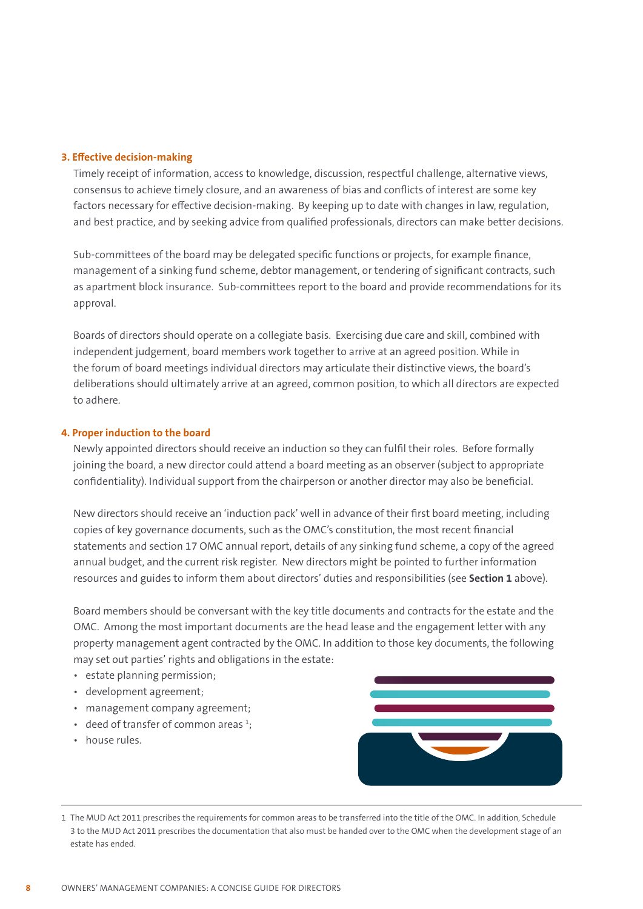### 3. Effective decision-making

Timely receipt of information, access to knowledge, discussion, respectful challenge, alternative views, consensus to achieve timely closure, and an awareness of bias and conflicts of interest are some key factors necessary for effective decision-making. By keeping up to date with changes in law, regulation, and best practice, and by seeking advice from qualified professionals, directors can make better decisions.

Sub-committees of the board may be delegated specific functions or projects, for example finance, management of a sinking fund scheme, debtor management, or tendering of significant contracts, such as apartment block insurance. Sub-committees report to the board and provide recommendations for its approval.

Boards of directors should operate on a collegiate basis. Exercising due care and skill, combined with independent judgement, board members work together to arrive at an agreed position. While in the forum of board meetings individual directors may articulate their distinctive views, the board's deliberations should ultimately arrive at an agreed, common position, to which all directors are expected to adhere.

### 4. Proper induction to the board

Newly appointed directors should receive an induction so they can fulfil their roles. Before formally joining the board, a new director could attend a board meeting as an observer (subject to appropriate confidentiality). Individual support from the chairperson or another director may also be beneficial.

New directors should receive an 'induction pack' well in advance of their first board meeting, including copies of key governance documents, such as the OMC's constitution, the most recent financial statements and section 17 OMC annual report, details of any sinking fund scheme, a copy of the agreed annual budget, and the current risk register. New directors might be pointed to further information resources and guides to inform them about directors' duties and responsibilities (see **Section 1** above).

Board members should be conversant with the key title documents and contracts for the estate and the OMC. Among the most important documents are the head lease and the engagement letter with any property management agent contracted by the OMC. In addition to those key documents, the following may set out parties' rights and obligations in the estate:

- estate planning permission;
- development agreement;
- management company agreement;
- deed of transfer of common areas [1];
- house rules.

1 The MUD Act 2011 prescribes the requirements for common areas to be transferred into the title of the OMC. In addition, Schedule 3 to the MUD Act 2011 prescribes the documentation that also must be handed over to the OMC when the development stage of an estate has ended.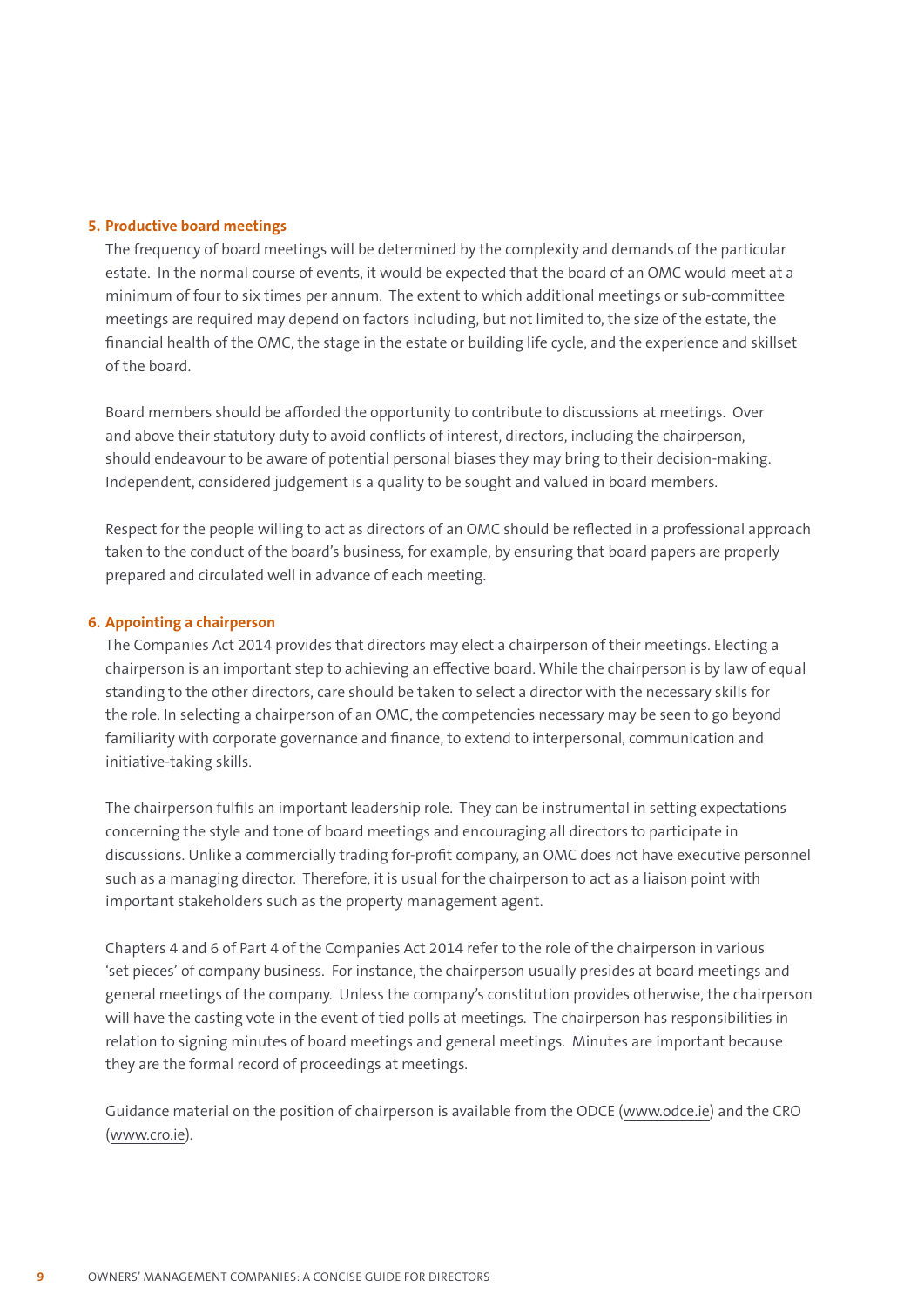## 5. Productive board meetings

The frequency of board meetings will be determined by the complexity and demands of the particular estate. In the normal course of events, it would be expected that the board of an OMC would meet at a minimum of four to six times per annum. The extent to which additional meetings or sub-committee meetings are required may depend on factors including, but not limited to, the size of the estate, the financial health of the OMC, the stage in the estate or building life cycle, and the experience and skillset of the board.

Board members should be afforded the opportunity to contribute to discussions at meetings. Over and above their statutory duty to avoid conflicts of interest, directors, including the chairperson, should endeavour to be aware of potential personal biases they may bring to their decision-making. Independent, considered judgement is a quality to be sought and valued in board members.

Respect for the people willing to act as directors of an OMC should be reflected in a professional approach taken to the conduct of the board's business, for example, by ensuring that board papers are properly prepared and circulated well in advance of each meeting.

## 6. Appointing a chairperson

The Companies Act 2014 provides that directors may elect a chairperson of their meetings. Electing a chairperson is an important step to achieving an effective board. While the chairperson is by law of equal standing to the other directors, care should be taken to select a director with the necessary skills for the role. In selecting a chairperson of an OMC, the competencies necessary may be seen to go beyond familiarity with corporate governance and finance, to extend to interpersonal, communication and initiative-taking skills.

The chairperson fulfils an important leadership role. They can be instrumental in setting expectations concerning the style and tone of board meetings and encouraging all directors to participate in discussions. Unlike a commercially trading for-profit company, an OMC does not have executive personnel such as a managing director. Therefore, it is usual for the chairperson to act as a liaison point with important stakeholders such as the property management agent.

Chapters 4 and 6 of Part 4 of the Companies Act 2014 refer to the role of the chairperson in various 'set pieces' of company business. For instance, the chairperson usually presides at board meetings and general meetings of the company. Unless the company's constitution provides otherwise, the chairperson will have the casting vote in the event of tied polls at meetings. The chairperson has responsibilities in relation to signing minutes of board meetings and general meetings. Minutes are important because they are the formal record of proceedings at meetings.

Guidance material on the position of chairperson is available from the ODCE (www.odce.ie) and the CRO (www.cro.ie).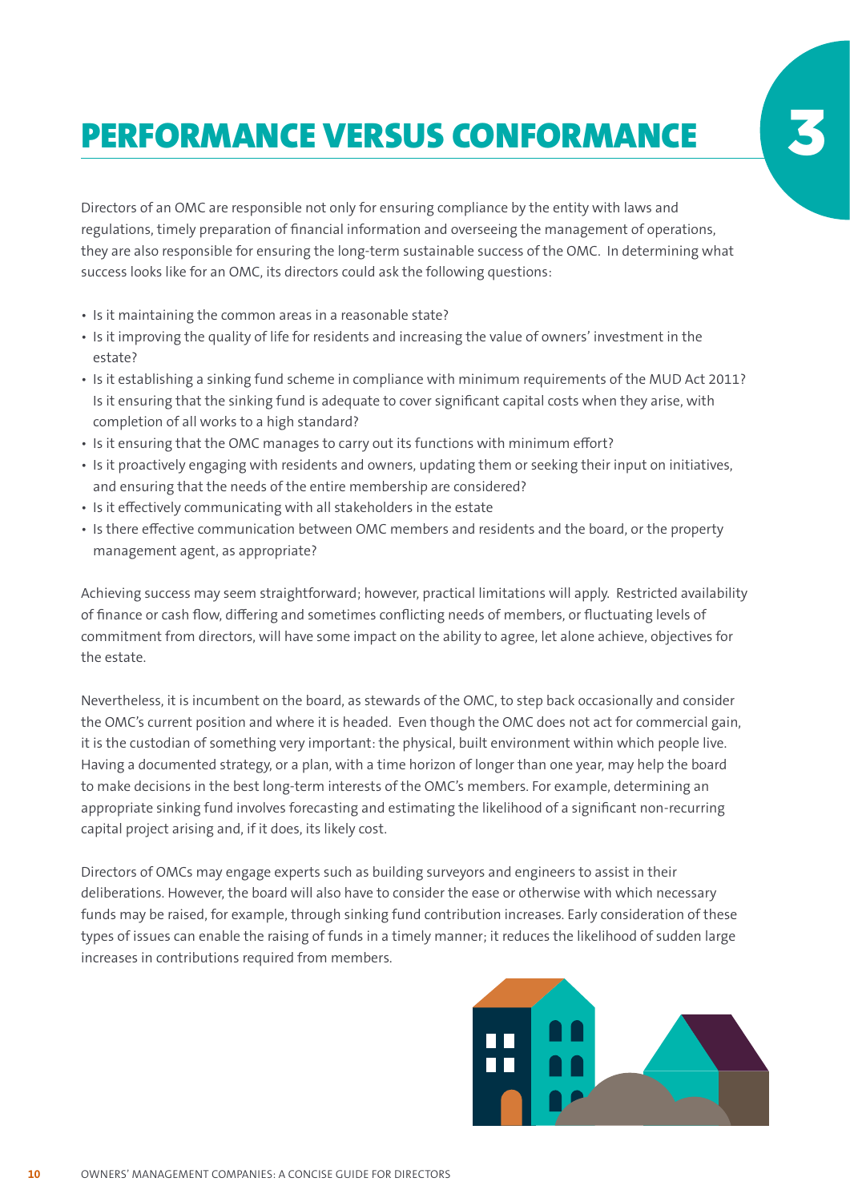# PERFORMANCE VERSUS CONFORMANCE

3

Directors of an OMC are responsible not only for ensuring compliance by the entity with laws and regulations, timely preparation of financial information and overseeing the management of operations, they are also responsible for ensuring the long-term sustainable success of the OMC. In determining what success looks like for an OMC, its directors could ask the following questions:

- Is it maintaining the common areas in a reasonable state?
- Is it improving the quality of life for residents and increasing the value of owners' investment in the estate?
- Is it establishing a sinking fund scheme in compliance with minimum requirements of the MUD Act 2011? Is it ensuring that the sinking fund is adequate to cover significant capital costs when they arise, with completion of all works to a high standard?
- Is it ensuring that the OMC manages to carry out its functions with minimum effort?
- Is it proactively engaging with residents and owners, updating them or seeking their input on initiatives, and ensuring that the needs of the entire membership are considered?
- Is it effectively communicating with all stakeholders in the estate
- Is there effective communication between OMC members and residents and the board, or the property management agent, as appropriate?

Achieving success may seem straightforward; however, practical limitations will apply. Restricted availability of finance or cash flow, differing and sometimes conflicting needs of members, or fluctuating levels of commitment from directors, will have some impact on the ability to agree, let alone achieve, objectives for the estate.

Nevertheless, it is incumbent on the board, as stewards of the OMC, to step back occasionally and consider the OMC's current position and where it is headed. Even though the OMC does not act for commercial gain, it is the custodian of something very important: the physical, built environment within which people live. Having a documented strategy, or a plan, with a time horizon of longer than one year, may help the board to make decisions in the best long-term interests of the OMC's members. For example, determining an appropriate sinking fund involves forecasting and estimating the likelihood of a significant non-recurring capital project arising and, if it does, its likely cost.

Directors of OMCs may engage experts such as building surveyors and engineers to assist in their deliberations. However, the board will also have to consider the ease or otherwise with which necessary funds may be raised, for example, through sinking fund contribution increases. Early consideration of these types of issues can enable the raising of funds in a timely manner; it reduces the likelihood of sudden large increases in contributions required from members.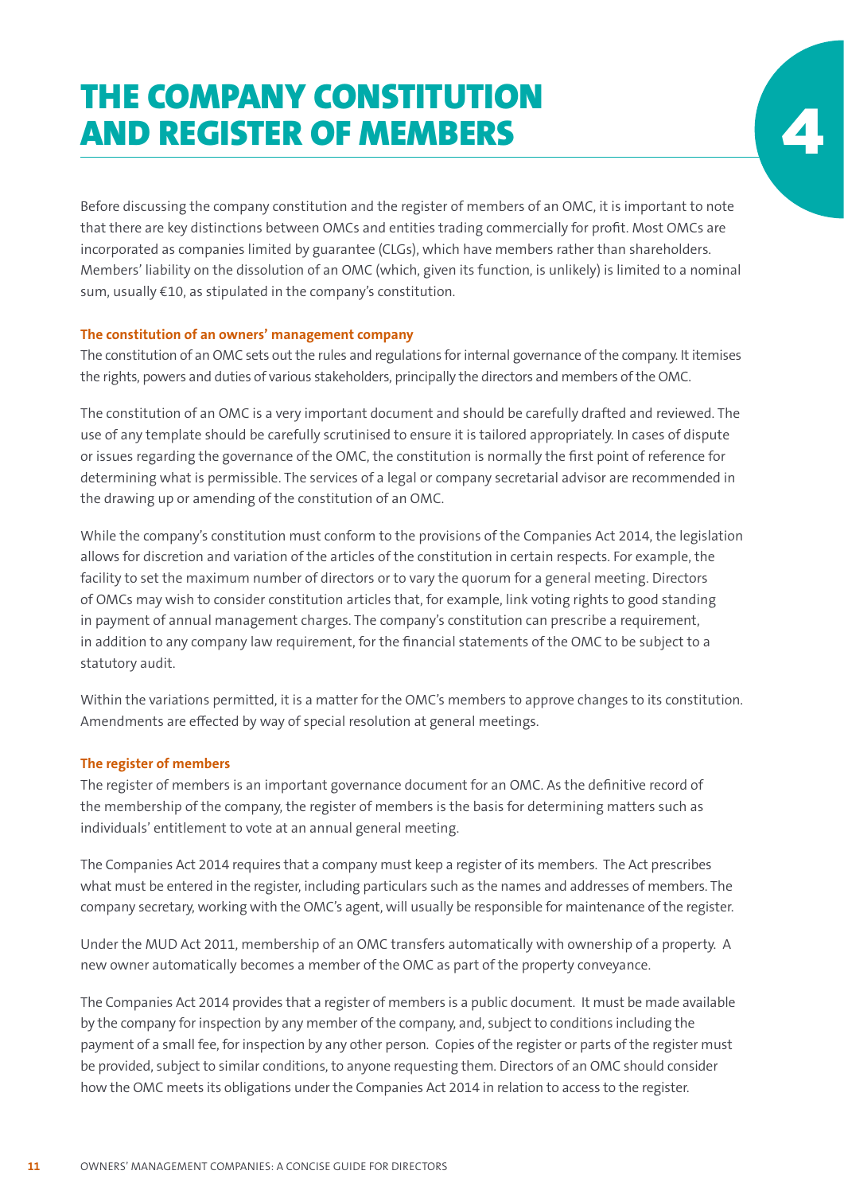# THE COMPANY CONSTITUTION AND REGISTER OF MEMBERS

Before discussing the company constitution and the register of members of an OMC, it is important to note that there are key distinctions between OMCs and entities trading commercially for profit. Most OMCs are incorporated as companies limited by guarantee (CLGs), which have members rather than shareholders. Members' liability on the dissolution of an OMC (which, given its function, is unlikely) is limited to a nominal sum, usually €10, as stipulated in the company's constitution.

### The constitution of an owners' management company

The constitution of an OMC sets out the rules and regulations for internal governance of the company. It itemises the rights, powers and duties of various stakeholders, principally the directors and members of the OMC.

The constitution of an OMC is a very important document and should be carefully drafted and reviewed. The use of any template should be carefully scrutinised to ensure it is tailored appropriately. In cases of dispute or issues regarding the governance of the OMC, the constitution is normally the first point of reference for determining what is permissible. The services of a legal or company secretarial advisor are recommended in the drawing up or amending of the constitution of an OMC.

While the company's constitution must conform to the provisions of the Companies Act 2014, the legislation allows for discretion and variation of the articles of the constitution in certain respects. For example, the facility to set the maximum number of directors or to vary the quorum for a general meeting. Directors of OMCs may wish to consider constitution articles that, for example, link voting rights to good standing in payment of annual management charges. The company's constitution can prescribe a requirement, in addition to any company law requirement, for the financial statements of the OMC to be subject to a statutory audit.

Within the variations permitted, it is a matter for the OMC's members to approve changes to its constitution. Amendments are effected by way of special resolution at general meetings.

### The register of members

The register of members is an important governance document for an OMC. As the definitive record of the membership of the company, the register of members is the basis for determining matters such as individuals' entitlement to vote at an annual general meeting.

The Companies Act 2014 requires that a company must keep a register of its members. The Act prescribes what must be entered in the register, including particulars such as the names and addresses of members. The company secretary, working with the OMC's agent, will usually be responsible for maintenance of the register.

Under the MUD Act 2011, membership of an OMC transfers automatically with ownership of a property. A new owner automatically becomes a member of the OMC as part of the property conveyance.

The Companies Act 2014 provides that a register of members is a public document. It must be made available by the company for inspection by any member of the company, and, subject to conditions including the payment of a small fee, for inspection by any other person. Copies of the register or parts of the register must be provided, subject to similar conditions, to anyone requesting them. Directors of an OMC should consider how the OMC meets its obligations under the Companies Act 2014 in relation to access to the register.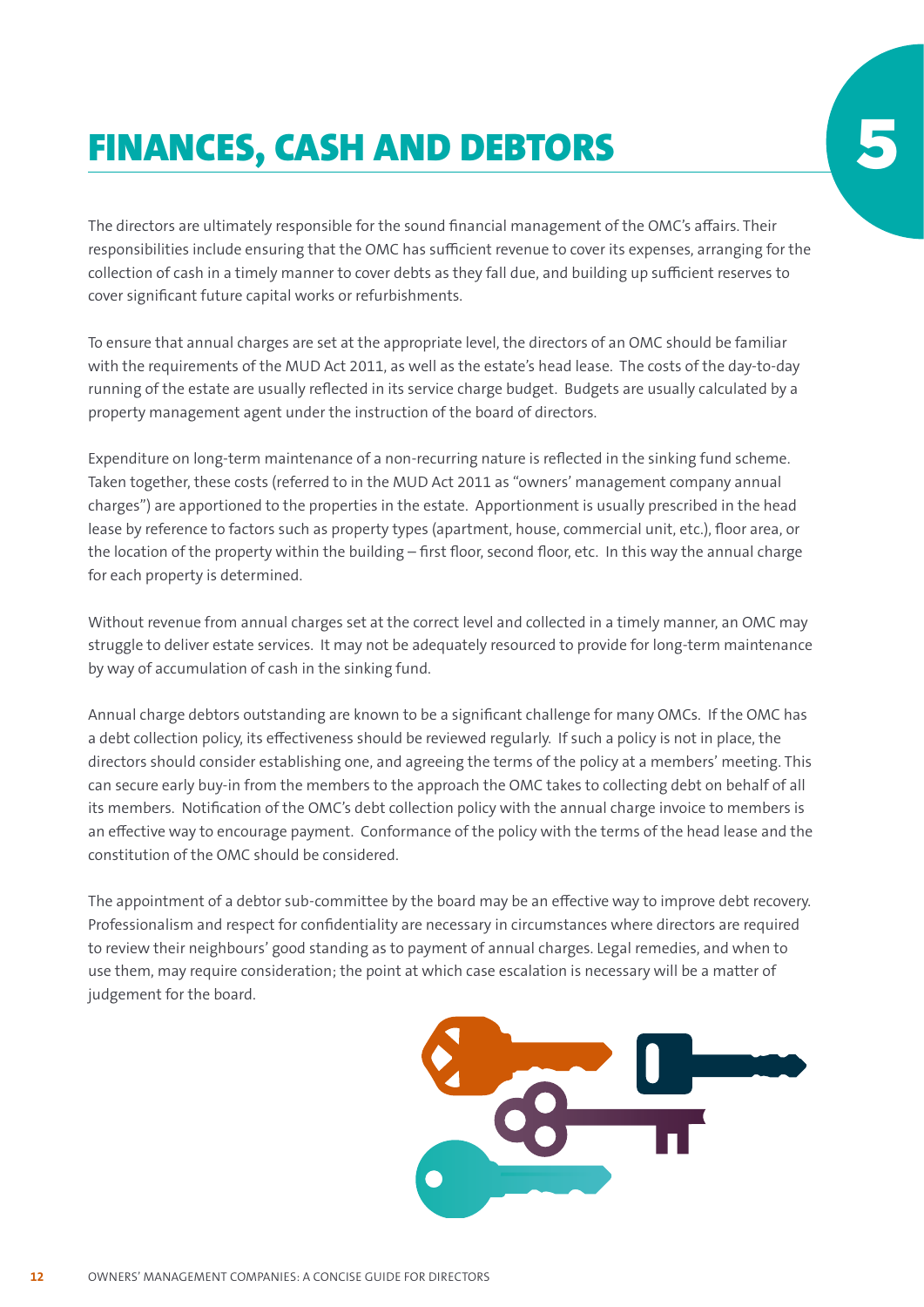# FINANCES, CASH AND DEBTORS

5

The directors are ultimately responsible for the sound financial management of the OMC's affairs. Their responsibilities include ensuring that the OMC has sufficient revenue to cover its expenses, arranging for the collection of cash in a timely manner to cover debts as they fall due, and building up sufficient reserves to cover significant future capital works or refurbishments.

To ensure that annual charges are set at the appropriate level, the directors of an OMC should be familiar with the requirements of the MUD Act 2011, as well as the estate's head lease. The costs of the day-to-day running of the estate are usually reflected in its service charge budget. Budgets are usually calculated by a property management agent under the instruction of the board of directors.

Expenditure on long-term maintenance of a non-recurring nature is reflected in the sinking fund scheme. Taken together, these costs (referred to in the MUD Act 2011 as "owners' management company annual charges") are apportioned to the properties in the estate. Apportionment is usually prescribed in the head lease by reference to factors such as property types (apartment, house, commercial unit, etc.), floor area, or the location of the property within the building – first floor, second floor, etc. In this way the annual charge for each property is determined.

Without revenue from annual charges set at the correct level and collected in a timely manner, an OMC may struggle to deliver estate services. It may not be adequately resourced to provide for long-term maintenance by way of accumulation of cash in the sinking fund.

Annual charge debtors outstanding are known to be a significant challenge for many OMCs. If the OMC has a debt collection policy, its effectiveness should be reviewed regularly. If such a policy is not in place, the directors should consider establishing one, and agreeing the terms of the policy at a members' meeting. This can secure early buy-in from the members to the approach the OMC takes to collecting debt on behalf of all its members. Notification of the OMC's debt collection policy with the annual charge invoice to members is an effective way to encourage payment. Conformance of the policy with the terms of the head lease and the constitution of the OMC should be considered.

The appointment of a debtor sub-committee by the board may be an effective way to improve debt recovery. Professionalism and respect for confidentiality are necessary in circumstances where directors are required to review their neighbours' good standing as to payment of annual charges. Legal remedies, and when to use them, may require consideration; the point at which case escalation is necessary will be a matter of judgement for the board.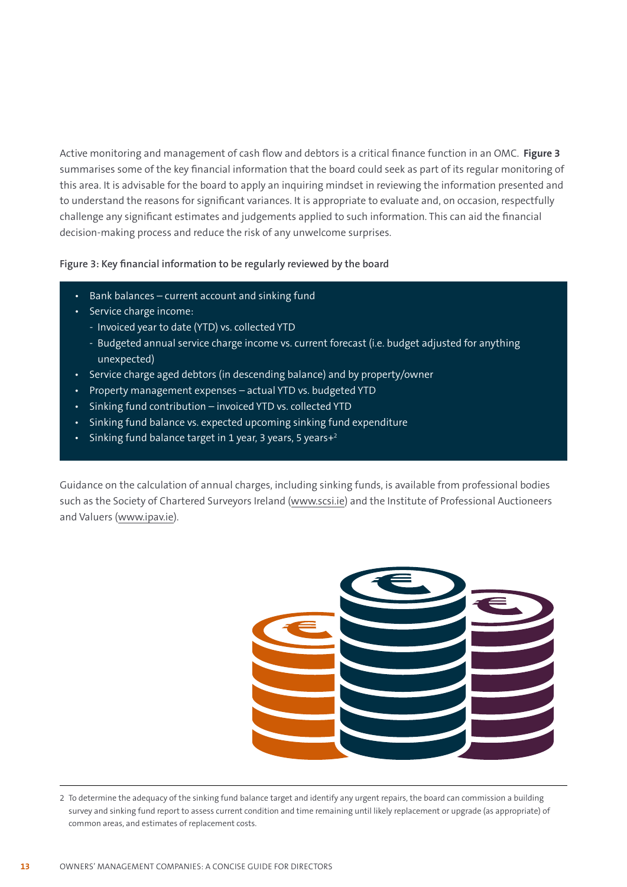Active monitoring and management of cash flow and debtors is a critical finance function in an OMC. **Figure 3** summarises some of the key financial information that the board could seek as part of its regular monitoring of this area. It is advisable for the board to apply an inquiring mindset in reviewing the information presented and to understand the reasons for significant variances. It is appropriate to evaluate and, on occasion, respectfully challenge any significant estimates and judgements applied to such information. This can aid the financial decision-making process and reduce the risk of any unwelcome surprises.

**Figure 3: Key financial information to be regularly reviewed by the board**

- Bank balances – current account and sinking fund
- Service charge income:
  - Invoiced year to date (YTD) vs. collected YTD
  - Budgeted annual service charge income vs. current forecast (i.e. budget adjusted for anything unexpected)
- Service charge aged debtors (in descending balance) and by property/owner
- Property management expenses – actual YTD vs. budgeted YTD
- Sinking fund contribution – invoiced YTD vs. collected YTD
- Sinking fund balance vs. expected upcoming sinking fund expenditure
- Sinking fund balance target in 1 year, 3 years, 5 years+[2]

Guidance on the calculation of annual charges, including sinking funds, is available from professional bodies such as the Society of Chartered Surveyors Ireland (www.scsi.ie) and the Institute of Professional Auctioneers and Valuers (www.ipav.ie).

---

2 To determine the adequacy of the sinking fund balance target and identify any urgent repairs, the board can commission a building survey and sinking fund report to assess current condition and time remaining until likely replacement or upgrade (as appropriate) of common areas, and estimates of replacement costs.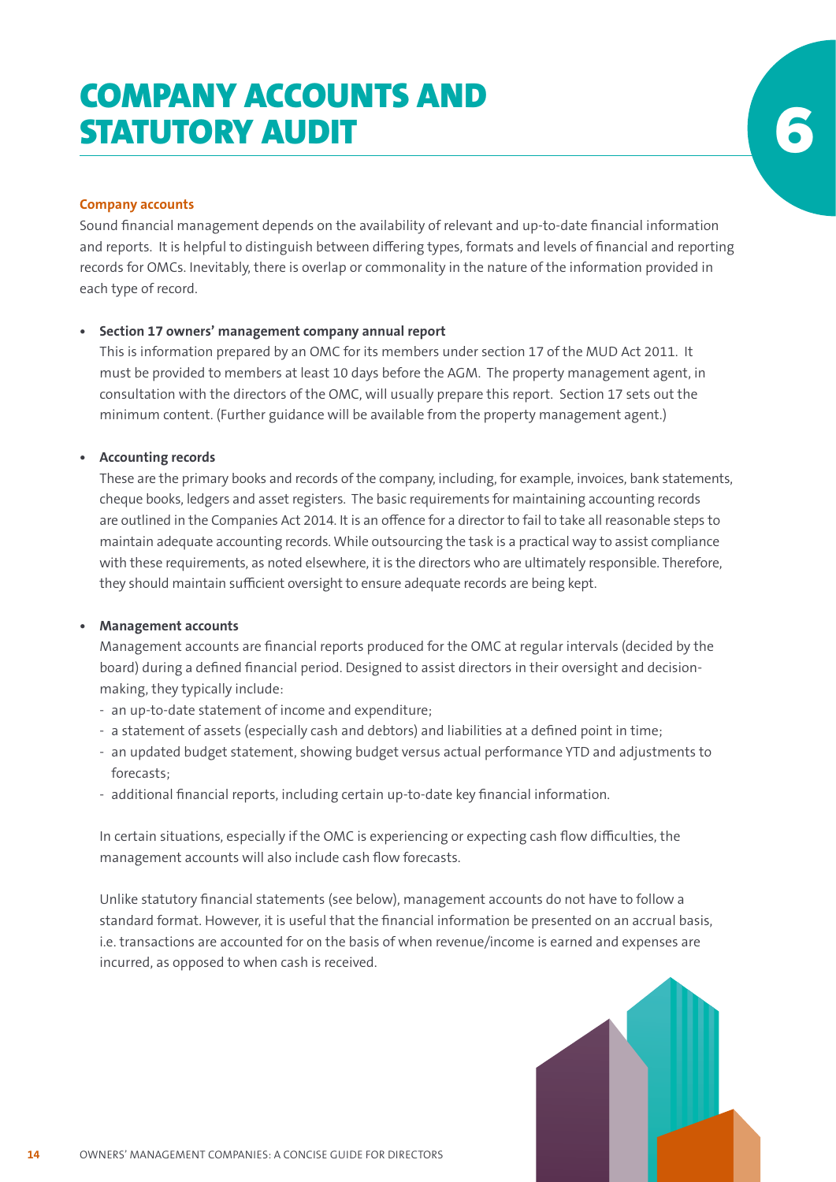# COMPANY ACCOUNTS AND STATUTORY AUDIT

6

### Company accounts

Sound financial management depends on the availability of relevant and up-to-date financial information and reports. It is helpful to distinguish between differing types, formats and levels of financial and reporting records for OMCs. Inevitably, there is overlap or commonality in the nature of the information provided in each type of record.

- **Section 17 owners' management company annual report**
  This is information prepared by an OMC for its members under section 17 of the MUD Act 2011. It must be provided to members at least 10 days before the AGM. The property management agent, in consultation with the directors of the OMC, will usually prepare this report. Section 17 sets out the minimum content. (Further guidance will be available from the property management agent.)

- **Accounting records**
  These are the primary books and records of the company, including, for example, invoices, bank statements, cheque books, ledgers and asset registers. The basic requirements for maintaining accounting records are outlined in the Companies Act 2014. It is an offence for a director to fail to take all reasonable steps to maintain adequate accounting records. While outsourcing the task is a practical way to assist compliance with these requirements, as noted elsewhere, it is the directors who are ultimately responsible. Therefore, they should maintain sufficient oversight to ensure adequate records are being kept.

- **Management accounts**
  Management accounts are financial reports produced for the OMC at regular intervals (decided by the board) during a defined financial period. Designed to assist directors in their oversight and decision-making, they typically include:
  - an up-to-date statement of income and expenditure;
  - a statement of assets (especially cash and debtors) and liabilities at a defined point in time;
  - an updated budget statement, showing budget versus actual performance YTD and adjustments to forecasts;
  - additional financial reports, including certain up-to-date key financial information.

  In certain situations, especially if the OMC is experiencing or expecting cash flow difficulties, the management accounts will also include cash flow forecasts.

  Unlike statutory financial statements (see below), management accounts do not have to follow a standard format. However, it is useful that the financial information be presented on an accrual basis, i.e. transactions are accounted for on the basis of when revenue/income is earned and expenses are incurred, as opposed to when cash is received.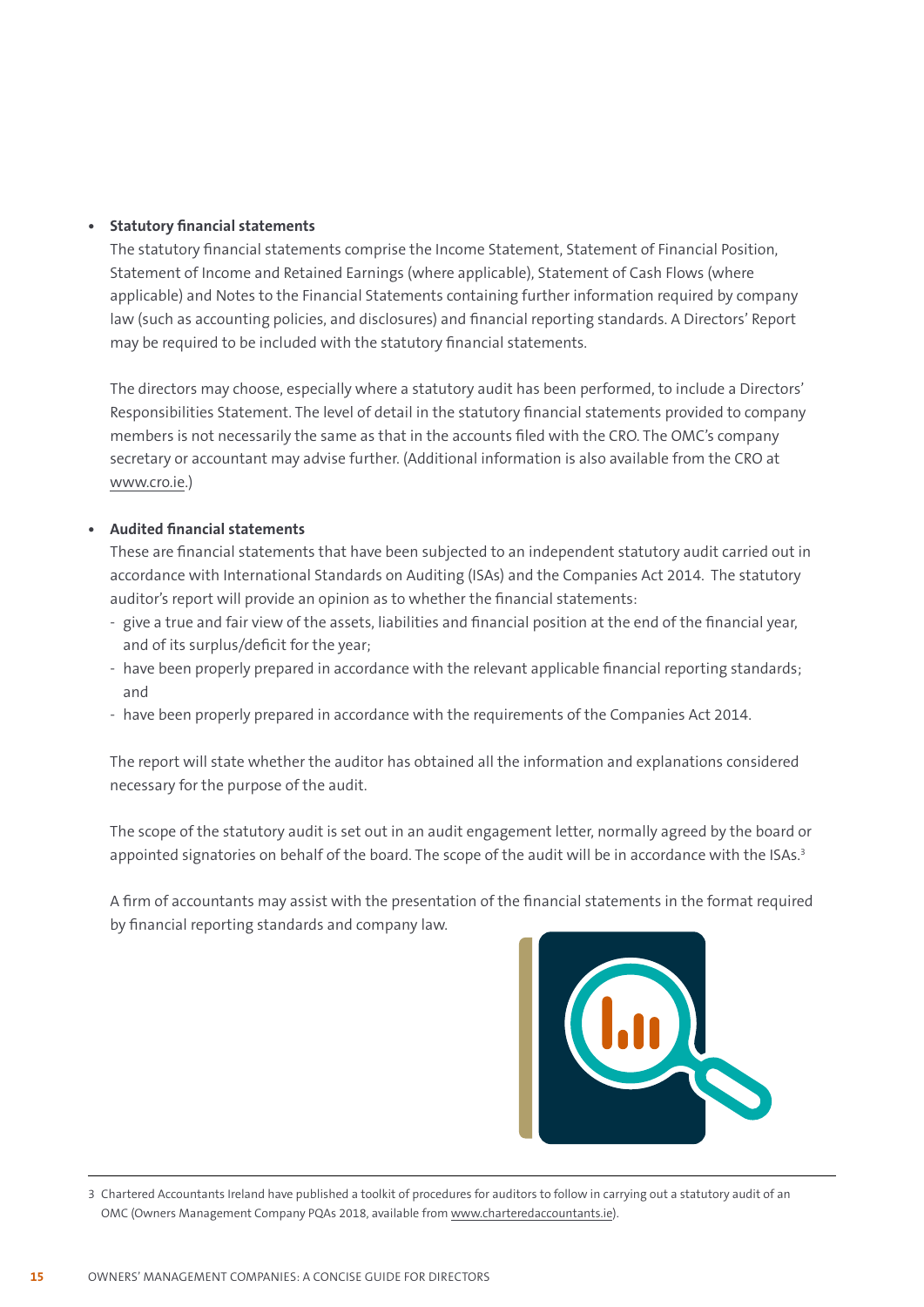- **Statutory financial statements**
  The statutory financial statements comprise the Income Statement, Statement of Financial Position, Statement of Income and Retained Earnings (where applicable), Statement of Cash Flows (where applicable) and Notes to the Financial Statements containing further information required by company law (such as accounting policies, and disclosures) and financial reporting standards. A Directors' Report may be required to be included with the statutory financial statements.

  The directors may choose, especially where a statutory audit has been performed, to include a Directors' Responsibilities Statement. The level of detail in the statutory financial statements provided to company members is not necessarily the same as that in the accounts filed with the CRO. The OMC's company secretary or accountant may advise further. (Additional information is also available from the CRO at www.cro.ie.)

- **Audited financial statements**
  These are financial statements that have been subjected to an independent statutory audit carried out in accordance with International Standards on Auditing (ISAs) and the Companies Act 2014. The statutory auditor's report will provide an opinion as to whether the financial statements:
  - give a true and fair view of the assets, liabilities and financial position at the end of the financial year, and of its surplus/deficit for the year;
  - have been properly prepared in accordance with the relevant applicable financial reporting standards; and
  - have been properly prepared in accordance with the requirements of the Companies Act 2014.

  The report will state whether the auditor has obtained all the information and explanations considered necessary for the purpose of the audit.

  The scope of the statutory audit is set out in an audit engagement letter, normally agreed by the board or appointed signatories on behalf of the board. The scope of the audit will be in accordance with the ISAs.[3]

  A firm of accountants may assist with the presentation of the financial statements in the format required by financial reporting standards and company law.

---

3 Chartered Accountants Ireland have published a toolkit of procedures for auditors to follow in carrying out a statutory audit of an OMC (Owners Management Company PQAs 2018, available from www.charteredaccountants.ie).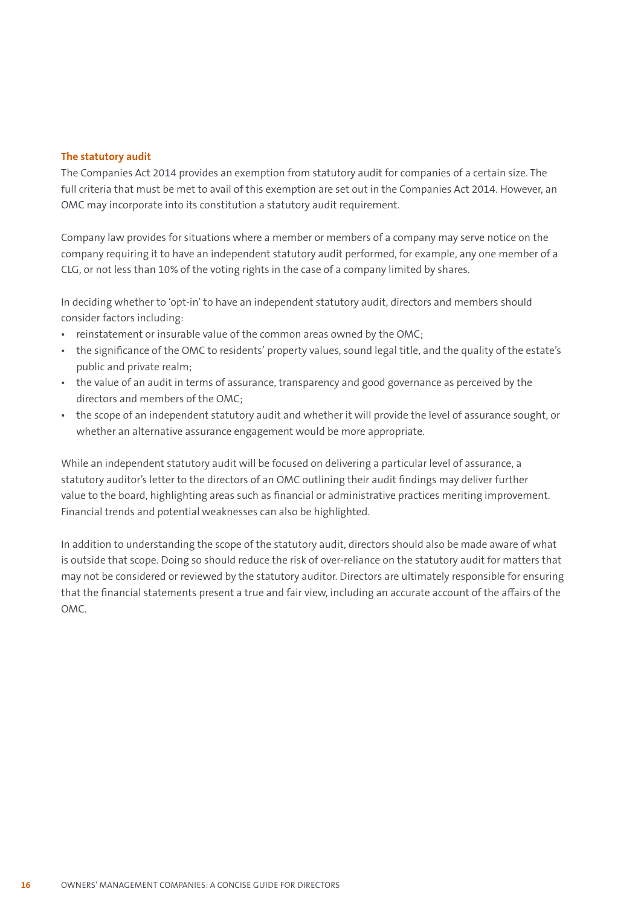### The statutory audit

The Companies Act 2014 provides an exemption from statutory audit for companies of a certain size. The full criteria that must be met to avail of this exemption are set out in the Companies Act 2014. However, an OMC may incorporate into its constitution a statutory audit requirement.

Company law provides for situations where a member or members of a company may serve notice on the company requiring it to have an independent statutory audit performed, for example, any one member of a CLG, or not less than 10% of the voting rights in the case of a company limited by shares.

In deciding whether to 'opt-in' to have an independent statutory audit, directors and members should consider factors including:

- reinstatement or insurable value of the common areas owned by the OMC;
- the significance of the OMC to residents' property values, sound legal title, and the quality of the estate's public and private realm;
- the value of an audit in terms of assurance, transparency and good governance as perceived by the directors and members of the OMC;
- the scope of an independent statutory audit and whether it will provide the level of assurance sought, or whether an alternative assurance engagement would be more appropriate.

While an independent statutory audit will be focused on delivering a particular level of assurance, a statutory auditor's letter to the directors of an OMC outlining their audit findings may deliver further value to the board, highlighting areas such as financial or administrative practices meriting improvement. Financial trends and potential weaknesses can also be highlighted.

In addition to understanding the scope of the statutory audit, directors should also be made aware of what is outside that scope. Doing so should reduce the risk of over-reliance on the statutory audit for matters that may not be considered or reviewed by the statutory auditor. Directors are ultimately responsible for ensuring that the financial statements present a true and fair view, including an accurate account of the affairs of the OMC.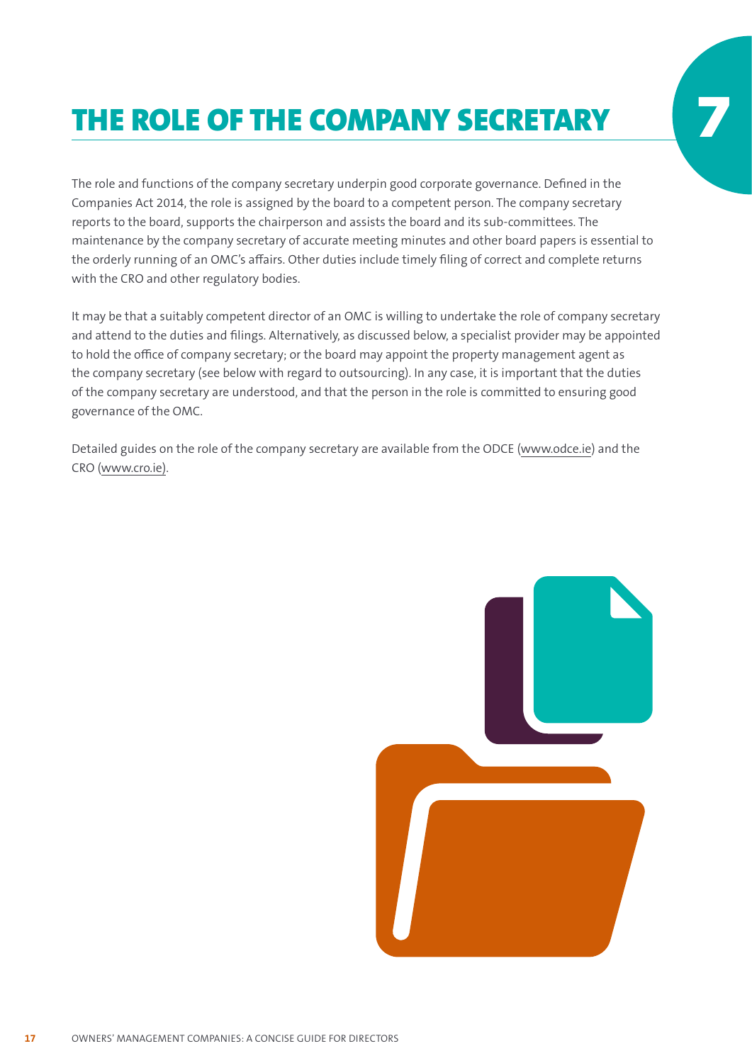# THE ROLE OF THE COMPANY SECRETARY

7

The role and functions of the company secretary underpin good corporate governance. Defined in the Companies Act 2014, the role is assigned by the board to a competent person. The company secretary reports to the board, supports the chairperson and assists the board and its sub-committees. The maintenance by the company secretary of accurate meeting minutes and other board papers is essential to the orderly running of an OMC's affairs. Other duties include timely filing of correct and complete returns with the CRO and other regulatory bodies.

It may be that a suitably competent director of an OMC is willing to undertake the role of company secretary and attend to the duties and filings. Alternatively, as discussed below, a specialist provider may be appointed to hold the office of company secretary; or the board may appoint the property management agent as the company secretary (see below with regard to outsourcing). In any case, it is important that the duties of the company secretary are understood, and that the person in the role is committed to ensuring good governance of the OMC.

Detailed guides on the role of the company secretary are available from the ODCE (www.odce.ie) and the CRO (www.cro.ie).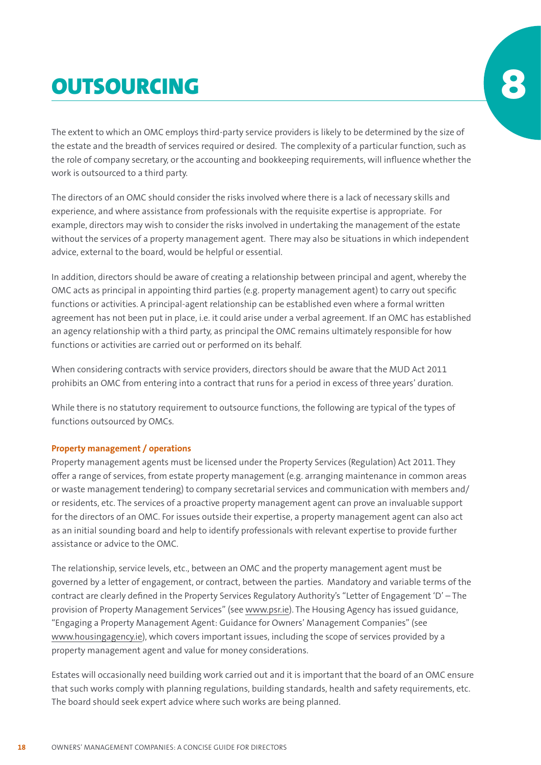# 8 OUTSOURCING

The extent to which an OMC employs third-party service providers is likely to be determined by the size of the estate and the breadth of services required or desired. The complexity of a particular function, such as the role of company secretary, or the accounting and bookkeeping requirements, will influence whether the work is outsourced to a third party.

The directors of an OMC should consider the risks involved where there is a lack of necessary skills and experience, and where assistance from professionals with the requisite expertise is appropriate. For example, directors may wish to consider the risks involved in undertaking the management of the estate without the services of a property management agent. There may also be situations in which independent advice, external to the board, would be helpful or essential.

In addition, directors should be aware of creating a relationship between principal and agent, whereby the OMC acts as principal in appointing third parties (e.g. property management agent) to carry out specific functions or activities. A principal-agent relationship can be established even where a formal written agreement has not been put in place, i.e. it could arise under a verbal agreement. If an OMC has established an agency relationship with a third party, as principal the OMC remains ultimately responsible for how functions or activities are carried out or performed on its behalf.

When considering contracts with service providers, directors should be aware that the MUD Act 2011 prohibits an OMC from entering into a contract that runs for a period in excess of three years' duration.

While there is no statutory requirement to outsource functions, the following are typical of the types of functions outsourced by OMCs.

#### Property management / operations

Property management agents must be licensed under the Property Services (Regulation) Act 2011. They offer a range of services, from estate property management (e.g. arranging maintenance in common areas or waste management tendering) to company secretarial services and communication with members and/or residents, etc. The services of a proactive property management agent can prove an invaluable support for the directors of an OMC. For issues outside their expertise, a property management agent can also act as an initial sounding board and help to identify professionals with relevant expertise to provide further assistance or advice to the OMC.

The relationship, service levels, etc., between an OMC and the property management agent must be governed by a letter of engagement, or contract, between the parties. Mandatory and variable terms of the contract are clearly defined in the Property Services Regulatory Authority's "Letter of Engagement 'D' – The provision of Property Management Services" (see www.psr.ie). The Housing Agency has issued guidance, "Engaging a Property Management Agent: Guidance for Owners' Management Companies" (see www.housingagency.ie), which covers important issues, including the scope of services provided by a property management agent and value for money considerations.

Estates will occasionally need building work carried out and it is important that the board of an OMC ensure that such works comply with planning regulations, building standards, health and safety requirements, etc. The board should seek expert advice where such works are being planned.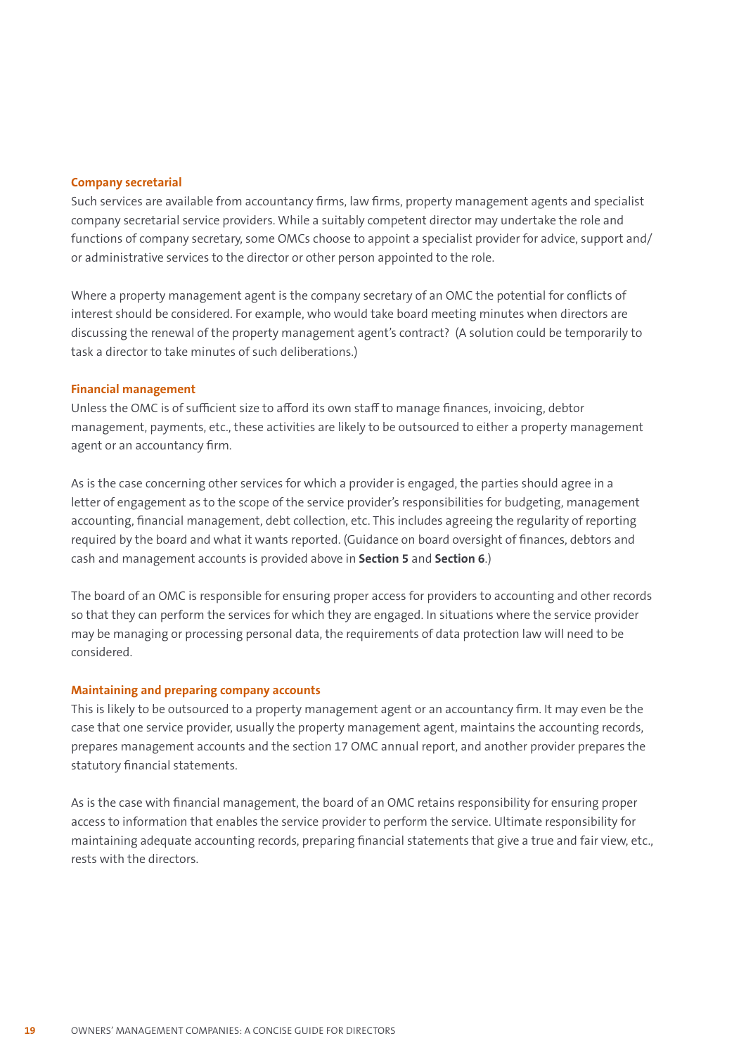### Company secretarial

Such services are available from accountancy firms, law firms, property management agents and specialist company secretarial service providers. While a suitably competent director may undertake the role and functions of company secretary, some OMCs choose to appoint a specialist provider for advice, support and/or administrative services to the director or other person appointed to the role.

Where a property management agent is the company secretary of an OMC the potential for conflicts of interest should be considered. For example, who would take board meeting minutes when directors are discussing the renewal of the property management agent's contract? (A solution could be temporarily to task a director to take minutes of such deliberations.)

### Financial management

Unless the OMC is of sufficient size to afford its own staff to manage finances, invoicing, debtor management, payments, etc., these activities are likely to be outsourced to either a property management agent or an accountancy firm.

As is the case concerning other services for which a provider is engaged, the parties should agree in a letter of engagement as to the scope of the service provider's responsibilities for budgeting, management accounting, financial management, debt collection, etc. This includes agreeing the regularity of reporting required by the board and what it wants reported. (Guidance on board oversight of finances, debtors and cash and management accounts is provided above in **Section 5** and **Section 6**.)

The board of an OMC is responsible for ensuring proper access for providers to accounting and other records so that they can perform the services for which they are engaged. In situations where the service provider may be managing or processing personal data, the requirements of data protection law will need to be considered.

### Maintaining and preparing company accounts

This is likely to be outsourced to a property management agent or an accountancy firm. It may even be the case that one service provider, usually the property management agent, maintains the accounting records, prepares management accounts and the section 17 OMC annual report, and another provider prepares the statutory financial statements.

As is the case with financial management, the board of an OMC retains responsibility for ensuring proper access to information that enables the service provider to perform the service. Ultimate responsibility for maintaining adequate accounting records, preparing financial statements that give a true and fair view, etc., rests with the directors.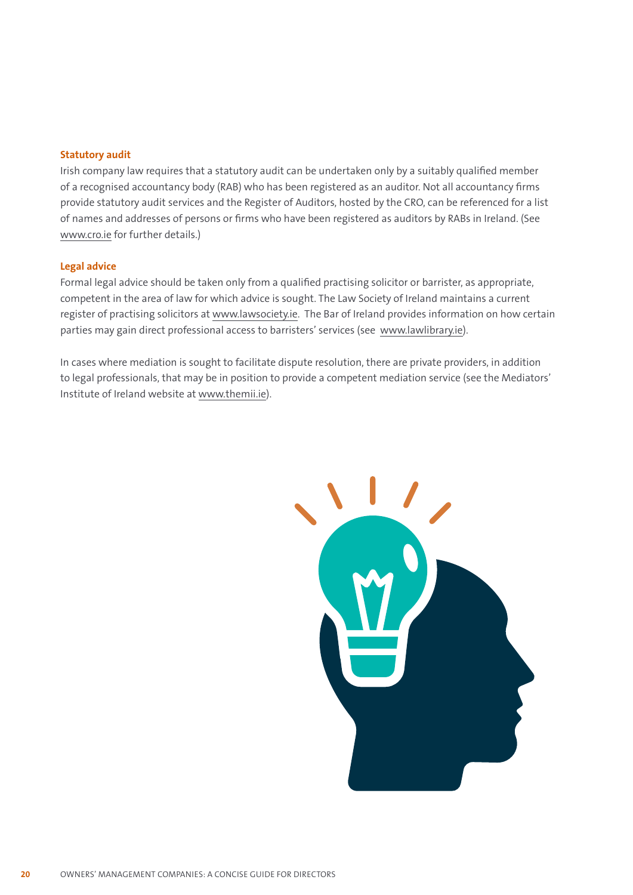### Statutory audit

Irish company law requires that a statutory audit can be undertaken only by a suitably qualified member of a recognised accountancy body (RAB) who has been registered as an auditor. Not all accountancy firms provide statutory audit services and the Register of Auditors, hosted by the CRO, can be referenced for a list of names and addresses of persons or firms who have been registered as auditors by RABs in Ireland. (See www.cro.ie for further details.)

### Legal advice

Formal legal advice should be taken only from a qualified practising solicitor or barrister, as appropriate, competent in the area of law for which advice is sought. The Law Society of Ireland maintains a current register of practising solicitors at www.lawsociety.ie. The Bar of Ireland provides information on how certain parties may gain direct professional access to barristers' services (see www.lawlibrary.ie).

In cases where mediation is sought to facilitate dispute resolution, there are private providers, in addition to legal professionals, that may be in position to provide a competent mediation service (see the Mediators' Institute of Ireland website at www.themii.ie).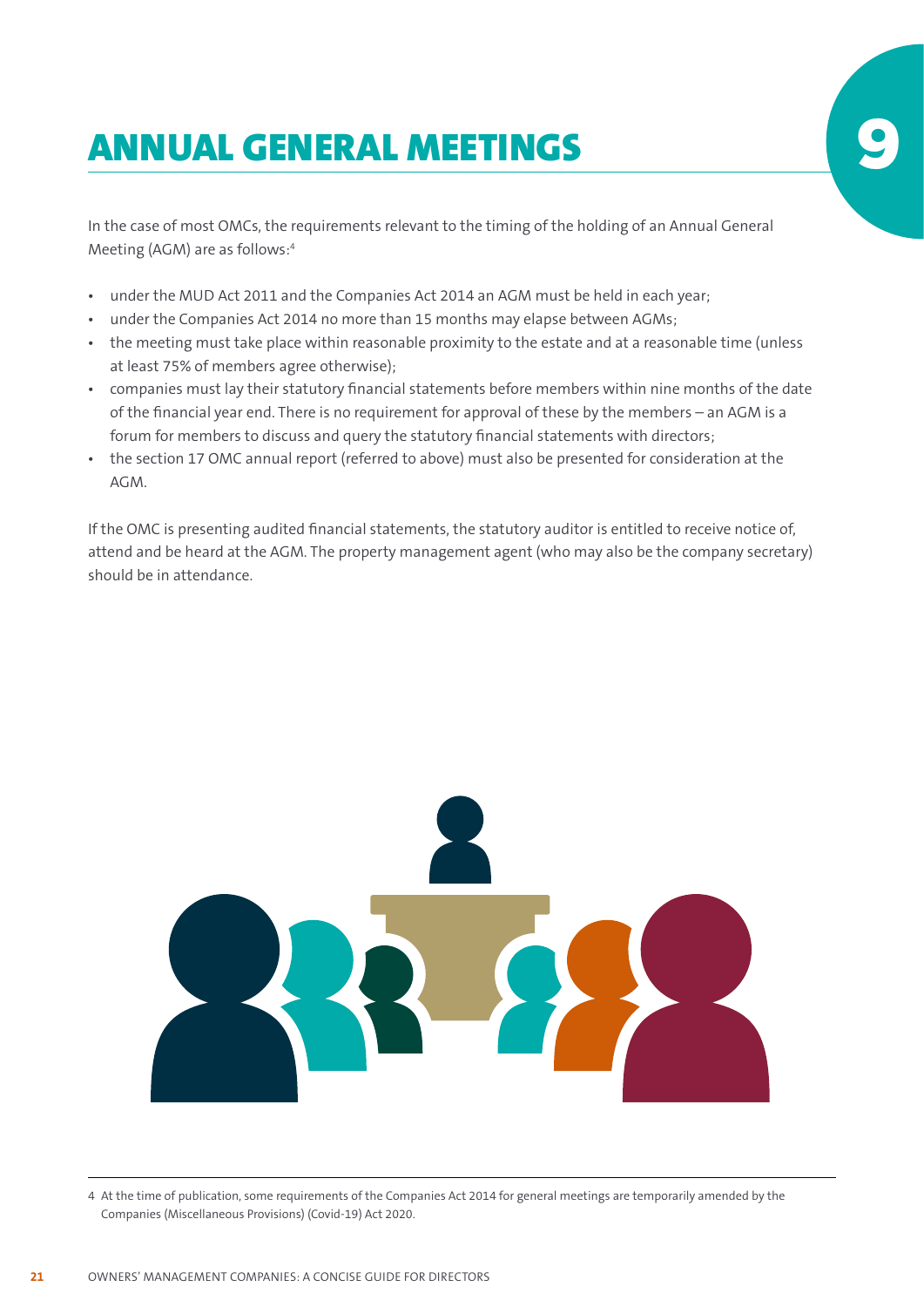# 9 ANNUAL GENERAL MEETINGS

In the case of most OMCs, the requirements relevant to the timing of the holding of an Annual General Meeting (AGM) are as follows:[4]

- under the MUD Act 2011 and the Companies Act 2014 an AGM must be held in each year;
- under the Companies Act 2014 no more than 15 months may elapse between AGMs;
- the meeting must take place within reasonable proximity to the estate and at a reasonable time (unless at least 75% of members agree otherwise);
- companies must lay their statutory financial statements before members within nine months of the date of the financial year end. There is no requirement for approval of these by the members – an AGM is a forum for members to discuss and query the statutory financial statements with directors;
- the section 17 OMC annual report (referred to above) must also be presented for consideration at the AGM.

If the OMC is presenting audited financial statements, the statutory auditor is entitled to receive notice of, attend and be heard at the AGM. The property management agent (who may also be the company secretary) should be in attendance.

4 At the time of publication, some requirements of the Companies Act 2014 for general meetings are temporarily amended by the Companies (Miscellaneous Provisions) (Covid-19) Act 2020.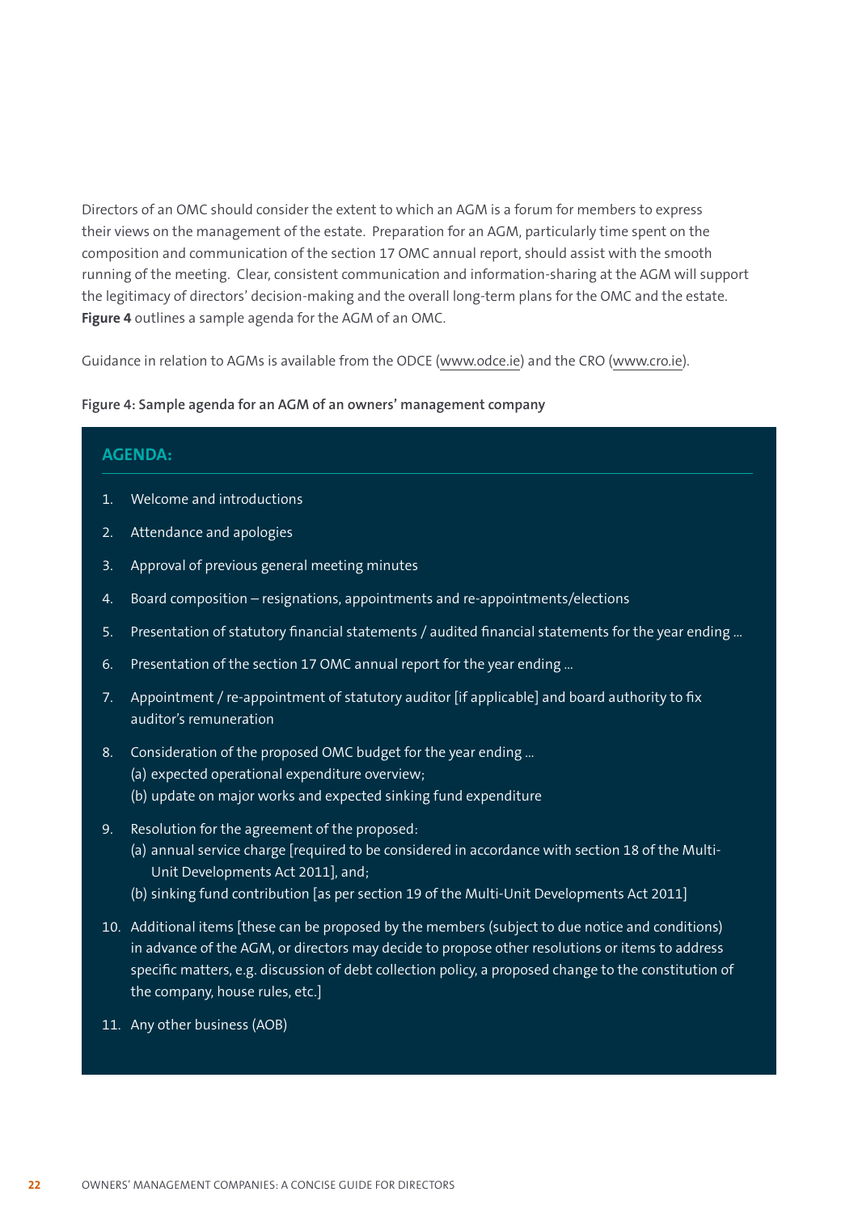Directors of an OMC should consider the extent to which an AGM is a forum for members to express their views on the management of the estate. Preparation for an AGM, particularly time spent on the composition and communication of the section 17 OMC annual report, should assist with the smooth running of the meeting. Clear, consistent communication and information-sharing at the AGM will support the legitimacy of directors' decision-making and the overall long-term plans for the OMC and the estate. **Figure 4** outlines a sample agenda for the AGM of an OMC.

Guidance in relation to AGMs is available from the ODCE (www.odce.ie) and the CRO (www.cro.ie).

**Figure 4: Sample agenda for an AGM of an owners' management company**

### AGENDA:

1. Welcome and introductions
2. Attendance and apologies
3. Approval of previous general meeting minutes
4. Board composition – resignations, appointments and re-appointments/elections
5. Presentation of statutory financial statements / audited financial statements for the year ending ...
6. Presentation of the section 17 OMC annual report for the year ending ...
7. Appointment / re-appointment of statutory auditor [if applicable] and board authority to fix auditor's remuneration
8. Consideration of the proposed OMC budget for the year ending ...
   (a) expected operational expenditure overview;
   (b) update on major works and expected sinking fund expenditure
9. Resolution for the agreement of the proposed:
   (a) annual service charge [required to be considered in accordance with section 18 of the Multi-Unit Developments Act 2011], and;
   (b) sinking fund contribution [as per section 19 of the Multi-Unit Developments Act 2011]
10. Additional items [these can be proposed by the members (subject to due notice and conditions) in advance of the AGM, or directors may decide to propose other resolutions or items to address specific matters, e.g. discussion of debt collection policy, a proposed change to the constitution of the company, house rules, etc.]
11. Any other business (AOB)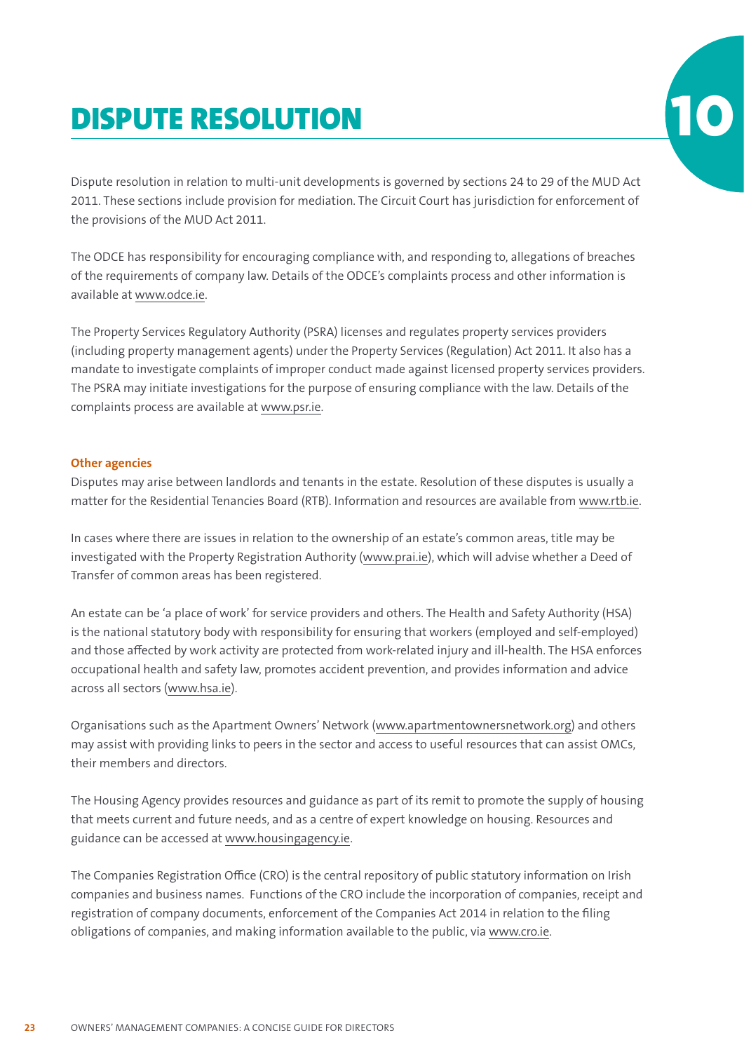# DISPUTE RESOLUTION

10

Dispute resolution in relation to multi-unit developments is governed by sections 24 to 29 of the MUD Act 2011. These sections include provision for mediation. The Circuit Court has jurisdiction for enforcement of the provisions of the MUD Act 2011.

The ODCE has responsibility for encouraging compliance with, and responding to, allegations of breaches of the requirements of company law. Details of the ODCE's complaints process and other information is available at www.odce.ie.

The Property Services Regulatory Authority (PSRA) licenses and regulates property services providers (including property management agents) under the Property Services (Regulation) Act 2011. It also has a mandate to investigate complaints of improper conduct made against licensed property services providers. The PSRA may initiate investigations for the purpose of ensuring compliance with the law. Details of the complaints process are available at www.psr.ie.

### Other agencies

Disputes may arise between landlords and tenants in the estate. Resolution of these disputes is usually a matter for the Residential Tenancies Board (RTB). Information and resources are available from www.rtb.ie.

In cases where there are issues in relation to the ownership of an estate's common areas, title may be investigated with the Property Registration Authority (www.prai.ie), which will advise whether a Deed of Transfer of common areas has been registered.

An estate can be 'a place of work' for service providers and others. The Health and Safety Authority (HSA) is the national statutory body with responsibility for ensuring that workers (employed and self-employed) and those affected by work activity are protected from work-related injury and ill-health. The HSA enforces occupational health and safety law, promotes accident prevention, and provides information and advice across all sectors (www.hsa.ie).

Organisations such as the Apartment Owners' Network (www.apartmentownersnetwork.org) and others may assist with providing links to peers in the sector and access to useful resources that can assist OMCs, their members and directors.

The Housing Agency provides resources and guidance as part of its remit to promote the supply of housing that meets current and future needs, and as a centre of expert knowledge on housing. Resources and guidance can be accessed at www.housingagency.ie.

The Companies Registration Office (CRO) is the central repository of public statutory information on Irish companies and business names. Functions of the CRO include the incorporation of companies, receipt and registration of company documents, enforcement of the Companies Act 2014 in relation to the filing obligations of companies, and making information available to the public, via www.cro.ie.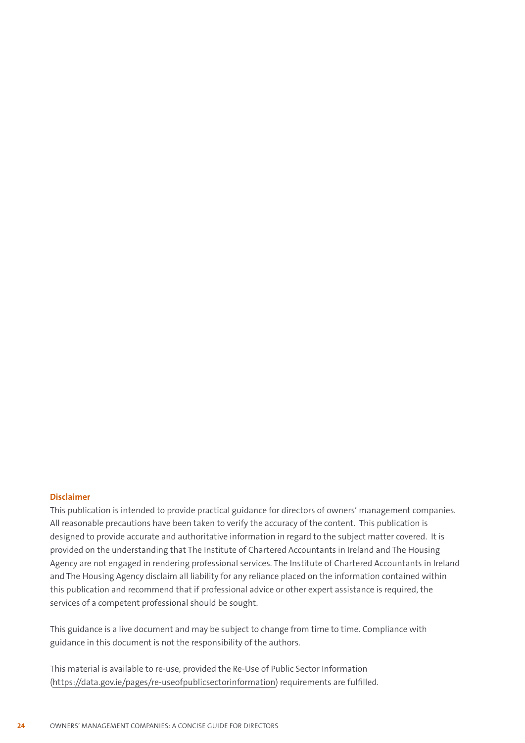**Disclaimer**

This publication is intended to provide practical guidance for directors of owners' management companies. All reasonable precautions have been taken to verify the accuracy of the content. This publication is designed to provide accurate and authoritative information in regard to the subject matter covered. It is provided on the understanding that The Institute of Chartered Accountants in Ireland and The Housing Agency are not engaged in rendering professional services. The Institute of Chartered Accountants in Ireland and The Housing Agency disclaim all liability for any reliance placed on the information contained within this publication and recommend that if professional advice or other expert assistance is required, the services of a competent professional should be sought.

This guidance is a live document and may be subject to change from time to time. Compliance with guidance in this document is not the responsibility of the authors.

This material is available to re-use, provided the Re-Use of Public Sector Information (https://data.gov.ie/pages/re-useofpublicsectorinformation) requirements are fulfilled.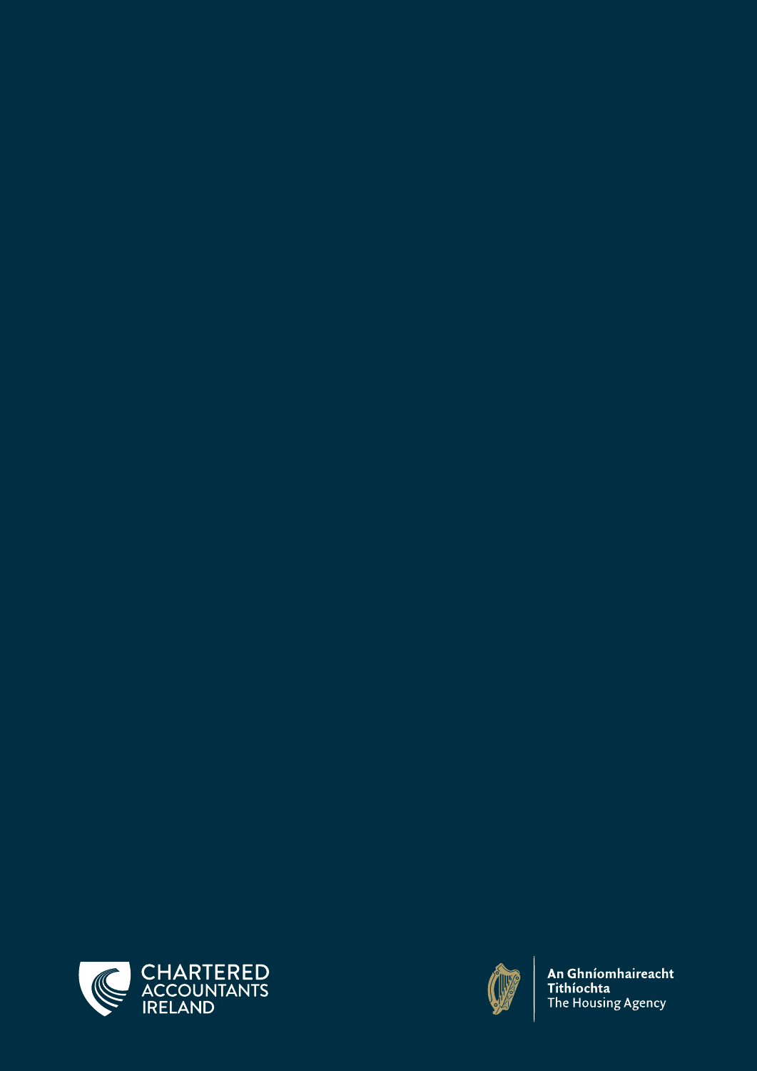CHARTERED
ACCOUNTANTS
IRELAND

An Ghníomhaireacht
Tithíochta
The Housing Agency